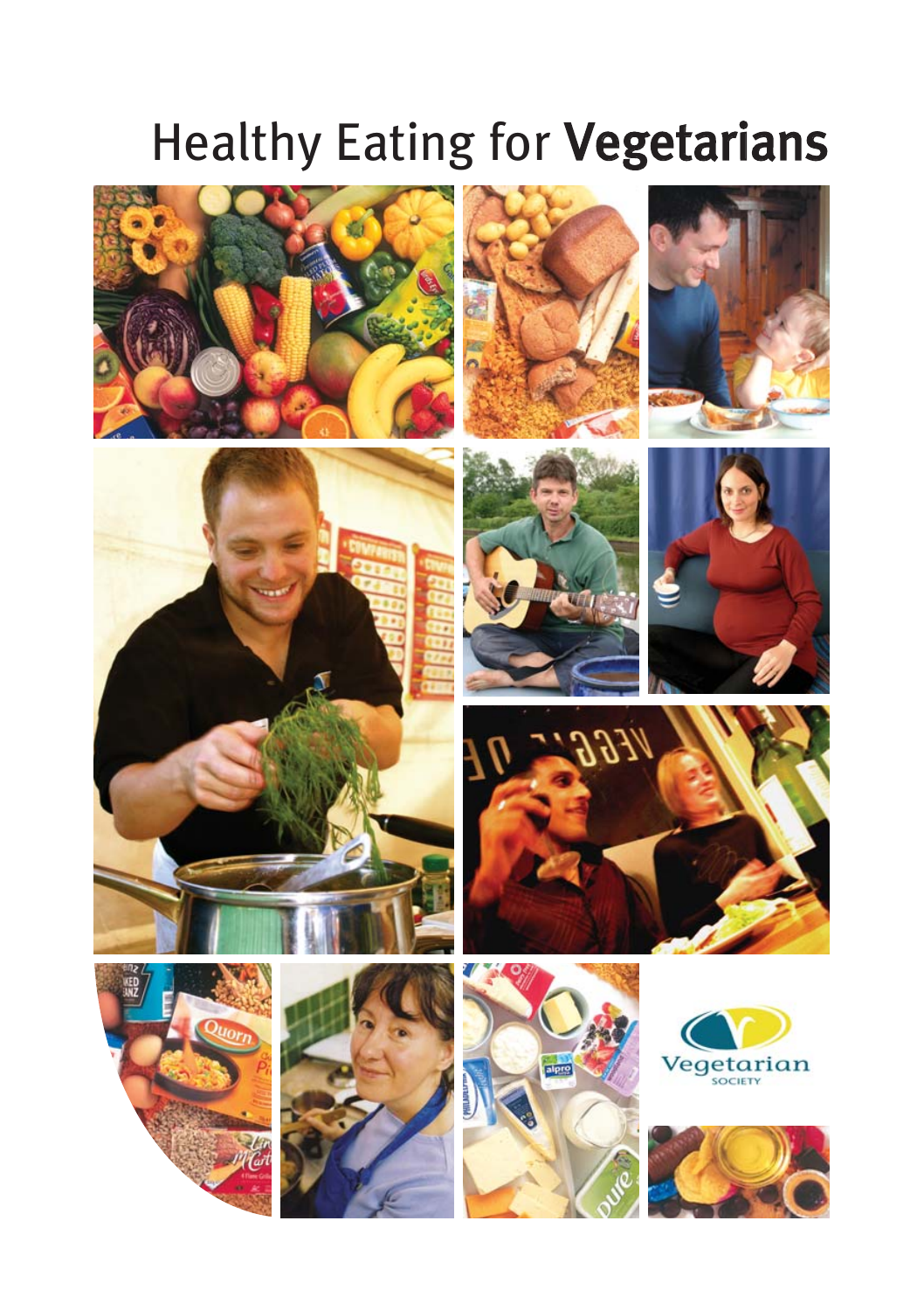# Healthy Eating for **Vegetarians**

Vegetarian SOCIETY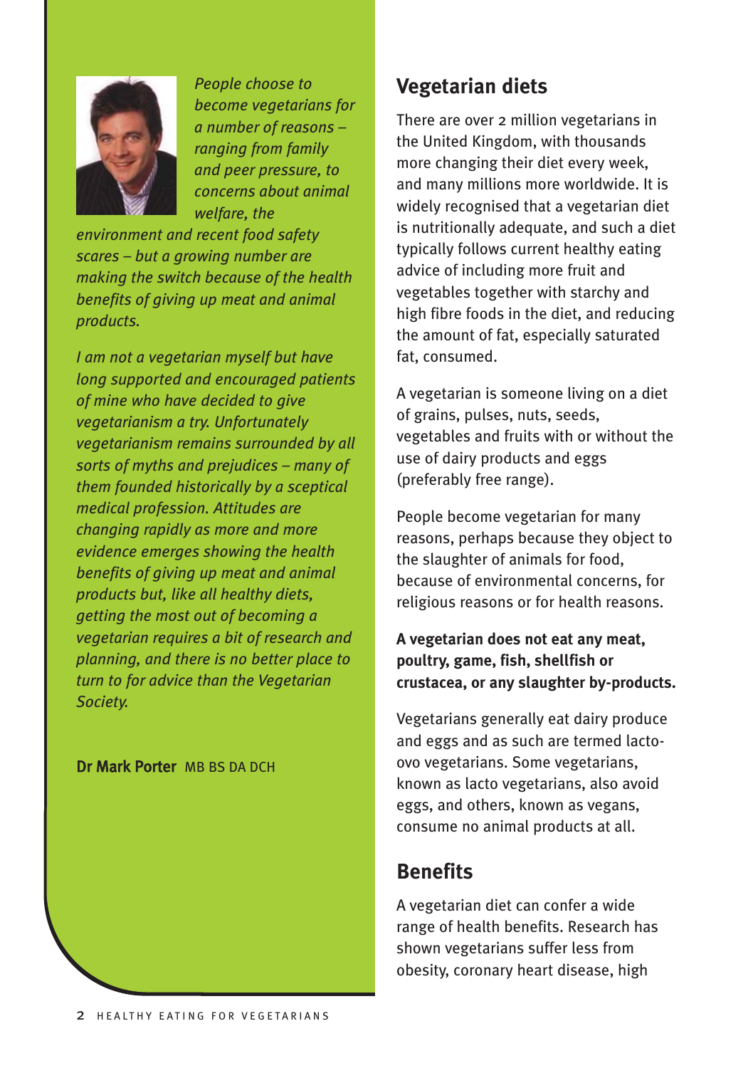*People choose to become vegetarians for a number of reasons – ranging from family and peer pressure, to concerns about animal welfare, the environment and recent food safety scares – but a growing number are making the switch because of the health benefits of giving up meat and animal products.*

*I am not a vegetarian myself but have long supported and encouraged patients of mine who have decided to give vegetarianism a try. Unfortunately vegetarianism remains surrounded by all sorts of myths and prejudices – many of them founded historically by a sceptical medical profession. Attitudes are changing rapidly as more and more evidence emerges showing the health benefits of giving up meat and animal products but, like all healthy diets, getting the most out of becoming a vegetarian requires a bit of research and planning, and there is no better place to turn to for advice than the Vegetarian Society.*

**Dr Mark Porter** MB BS DA DCH

## Vegetarian diets

There are over 2 million vegetarians in the United Kingdom, with thousands more changing their diet every week, and many millions more worldwide. It is widely recognised that a vegetarian diet is nutritionally adequate, and such a diet typically follows current healthy eating advice of including more fruit and vegetables together with starchy and high fibre foods in the diet, and reducing the amount of fat, especially saturated fat, consumed.

A vegetarian is someone living on a diet of grains, pulses, nuts, seeds, vegetables and fruits with or without the use of dairy products and eggs (preferably free range).

People become vegetarian for many reasons, perhaps because they object to the slaughter of animals for food, because of environmental concerns, for religious reasons or for health reasons.

**A vegetarian does not eat any meat, poultry, game, fish, shellfish or crustacea, or any slaughter by-products.**

Vegetarians generally eat dairy produce and eggs and as such are termed lacto-ovo vegetarians. Some vegetarians, known as lacto vegetarians, also avoid eggs, and others, known as vegans, consume no animal products at all.

## Benefits

A vegetarian diet can confer a wide range of health benefits. Research has shown vegetarians suffer less from obesity, coronary heart disease, high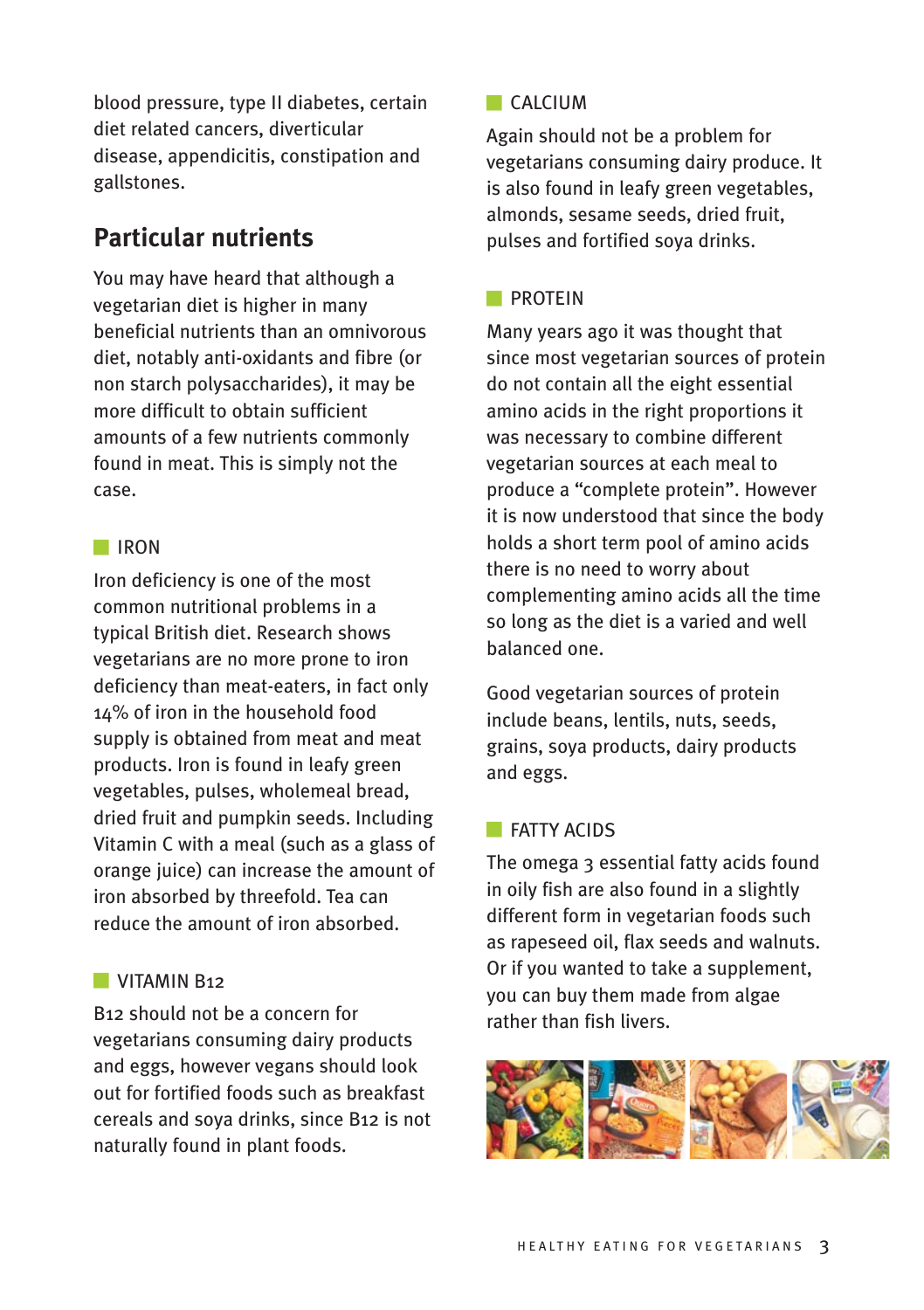blood pressure, type II diabetes, certain diet related cancers, diverticular disease, appendicitis, constipation and gallstones.

## Particular nutrients

You may have heard that although a vegetarian diet is higher in many beneficial nutrients than an omnivorous diet, notably anti-oxidants and fibre (or non starch polysaccharides), it may be more difficult to obtain sufficient amounts of a few nutrients commonly found in meat. This is simply not the case.

### IRON

Iron deficiency is one of the most common nutritional problems in a typical British diet. Research shows vegetarians are no more prone to iron deficiency than meat-eaters, in fact only 14% of iron in the household food supply is obtained from meat and meat products. Iron is found in leafy green vegetables, pulses, wholemeal bread, dried fruit and pumpkin seeds. Including Vitamin C with a meal (such as a glass of orange juice) can increase the amount of iron absorbed by threefold. Tea can reduce the amount of iron absorbed.

### VITAMIN B12

B12 should not be a concern for vegetarians consuming dairy products and eggs, however vegans should look out for fortified foods such as breakfast cereals and soya drinks, since B12 is not naturally found in plant foods.

### CALCIUM

Again should not be a problem for vegetarians consuming dairy produce. It is also found in leafy green vegetables, almonds, sesame seeds, dried fruit, pulses and fortified soya drinks.

### PROTEIN

Many years ago it was thought that since most vegetarian sources of protein do not contain all the eight essential amino acids in the right proportions it was necessary to combine different vegetarian sources at each meal to produce a "complete protein". However it is now understood that since the body holds a short term pool of amino acids there is no need to worry about complementing amino acids all the time so long as the diet is a varied and well balanced one.

Good vegetarian sources of protein include beans, lentils, nuts, seeds, grains, soya products, dairy products and eggs.

### FATTY ACIDS

The omega 3 essential fatty acids found in oily fish are also found in a slightly different form in vegetarian foods such as rapeseed oil, flax seeds and walnuts. Or if you wanted to take a supplement, you can buy them made from algae rather than fish livers.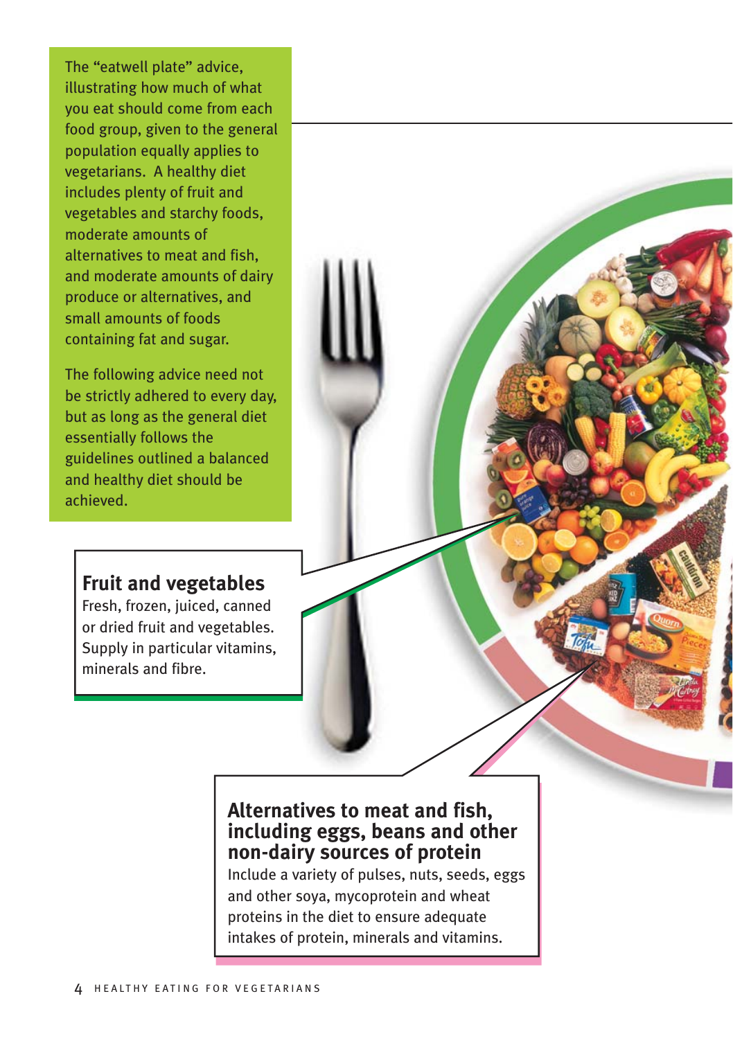The "eatwell plate" advice, illustrating how much of what you eat should come from each food group, given to the general population equally applies to vegetarians. A healthy diet includes plenty of fruit and vegetables and starchy foods, moderate amounts of alternatives to meat and fish, and moderate amounts of dairy produce or alternatives, and small amounts of foods containing fat and sugar.

The following advice need not be strictly adhered to every day, but as long as the general diet essentially follows the guidelines outlined a balanced and healthy diet should be achieved.

## Fruit and vegetables

Fresh, frozen, juiced, canned or dried fruit and vegetables. Supply in particular vitamins, minerals and fibre.

## Alternatives to meat and fish, including eggs, beans and other non-dairy sources of protein

Include a variety of pulses, nuts, seeds, eggs and other soya, mycoprotein and wheat proteins in the diet to ensure adequate intakes of protein, minerals and vitamins.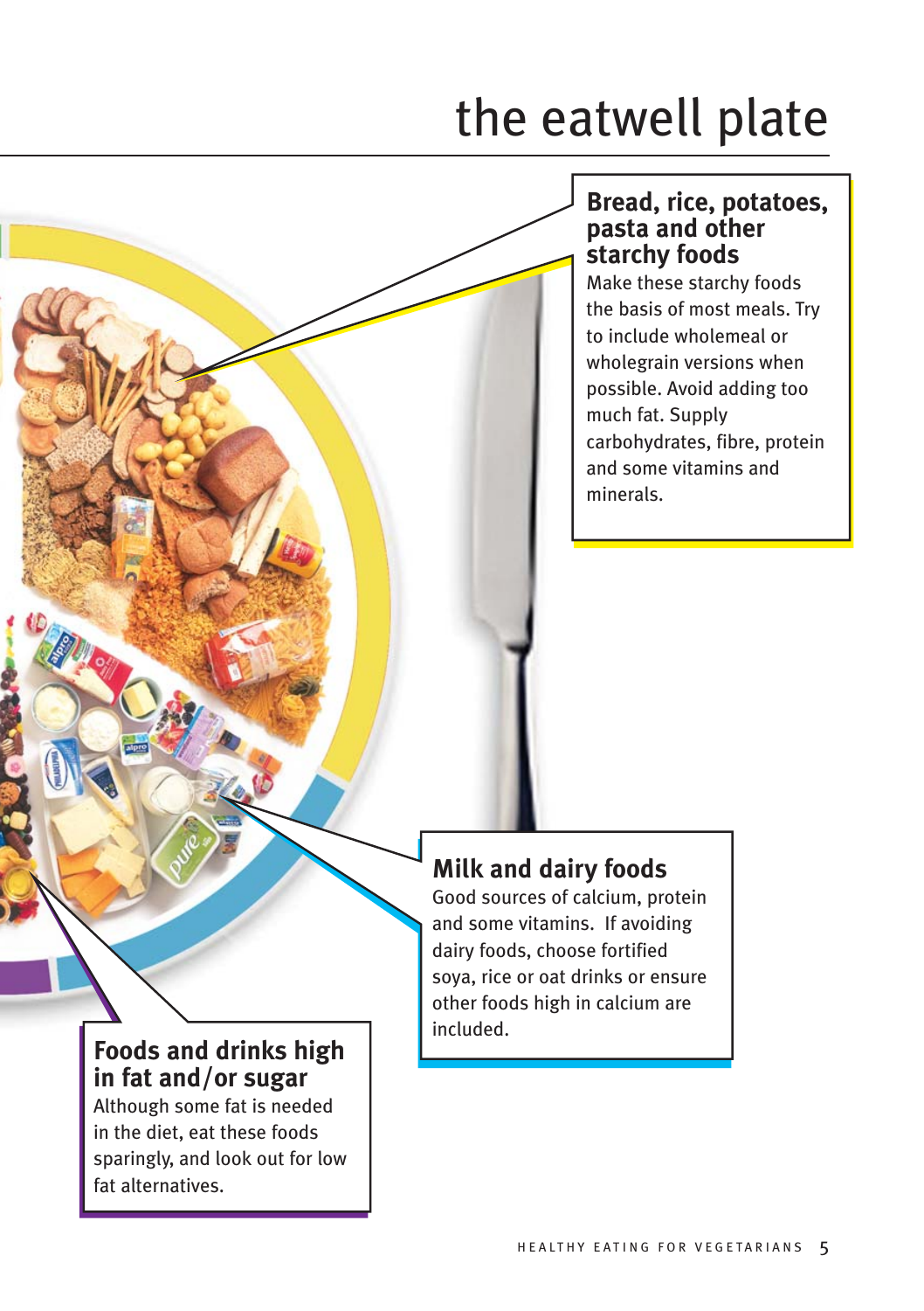# the eatwell plate

## Bread, rice, potatoes, pasta and other starchy foods

Make these starchy foods the basis of most meals. Try to include wholemeal or wholegrain versions when possible. Avoid adding too much fat. Supply carbohydrates, fibre, protein and some vitamins and minerals.

## Milk and dairy foods

Good sources of calcium, protein and some vitamins. If avoiding dairy foods, choose fortified soya, rice or oat drinks or ensure other foods high in calcium are included.

## Foods and drinks high in fat and/or sugar

Although some fat is needed in the diet, eat these foods sparingly, and look out for low fat alternatives.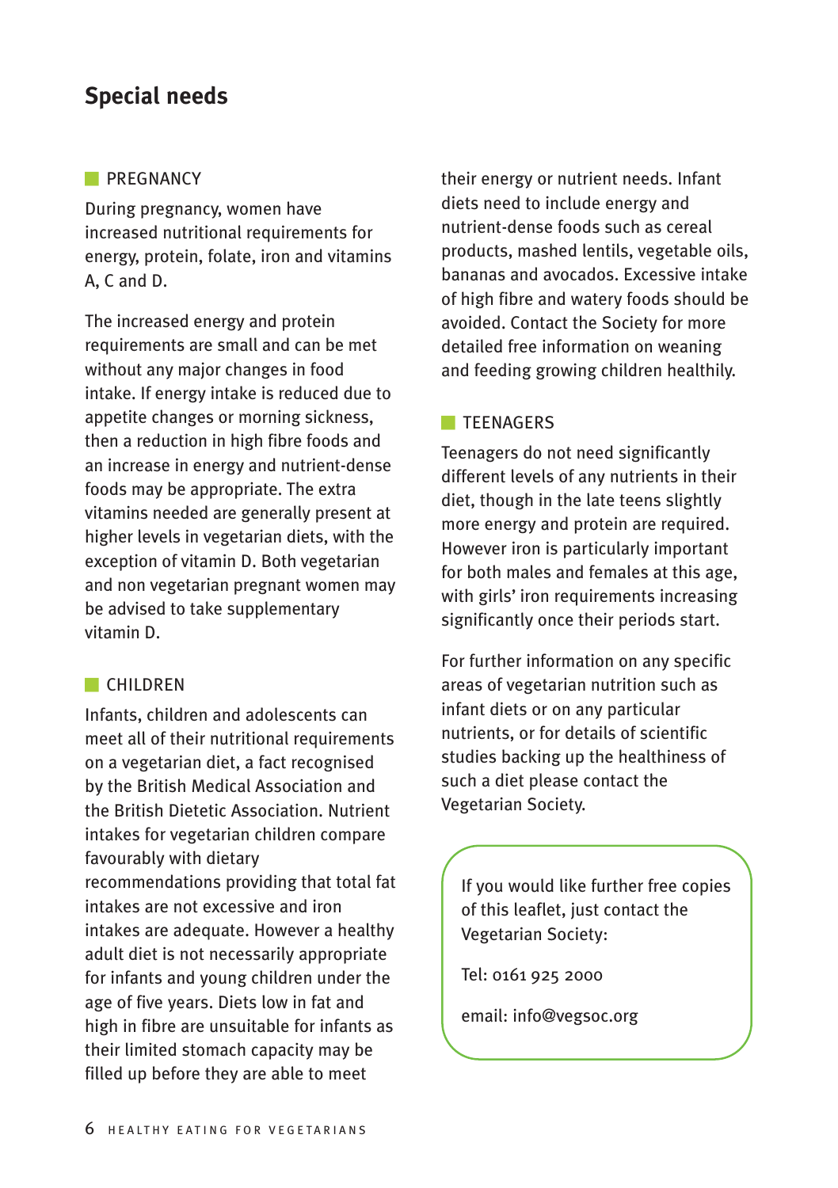## Special needs

### PREGNANCY

During pregnancy, women have increased nutritional requirements for energy, protein, folate, iron and vitamins A, C and D.

The increased energy and protein requirements are small and can be met without any major changes in food intake. If energy intake is reduced due to appetite changes or morning sickness, then a reduction in high fibre foods and an increase in energy and nutrient-dense foods may be appropriate. The extra vitamins needed are generally present at higher levels in vegetarian diets, with the exception of vitamin D. Both vegetarian and non vegetarian pregnant women may be advised to take supplementary vitamin D.

### CHILDREN

Infants, children and adolescents can meet all of their nutritional requirements on a vegetarian diet, a fact recognised by the British Medical Association and the British Dietetic Association. Nutrient intakes for vegetarian children compare favourably with dietary recommendations providing that total fat intakes are not excessive and iron intakes are adequate. However a healthy adult diet is not necessarily appropriate for infants and young children under the age of five years. Diets low in fat and high in fibre are unsuitable for infants as their limited stomach capacity may be filled up before they are able to meet their energy or nutrient needs. Infant diets need to include energy and nutrient-dense foods such as cereal products, mashed lentils, vegetable oils, bananas and avocados. Excessive intake of high fibre and watery foods should be avoided. Contact the Society for more detailed free information on weaning and feeding growing children healthily.

### TEENAGERS

Teenagers do not need significantly different levels of any nutrients in their diet, though in the late teens slightly more energy and protein are required. However iron is particularly important for both males and females at this age, with girls' iron requirements increasing significantly once their periods start.

For further information on any specific areas of vegetarian nutrition such as infant diets or on any particular nutrients, or for details of scientific studies backing up the healthiness of such a diet please contact the Vegetarian Society.

If you would like further free copies of this leaflet, just contact the Vegetarian Society:

Tel: 0161 925 2000

email: info@vegsoc.org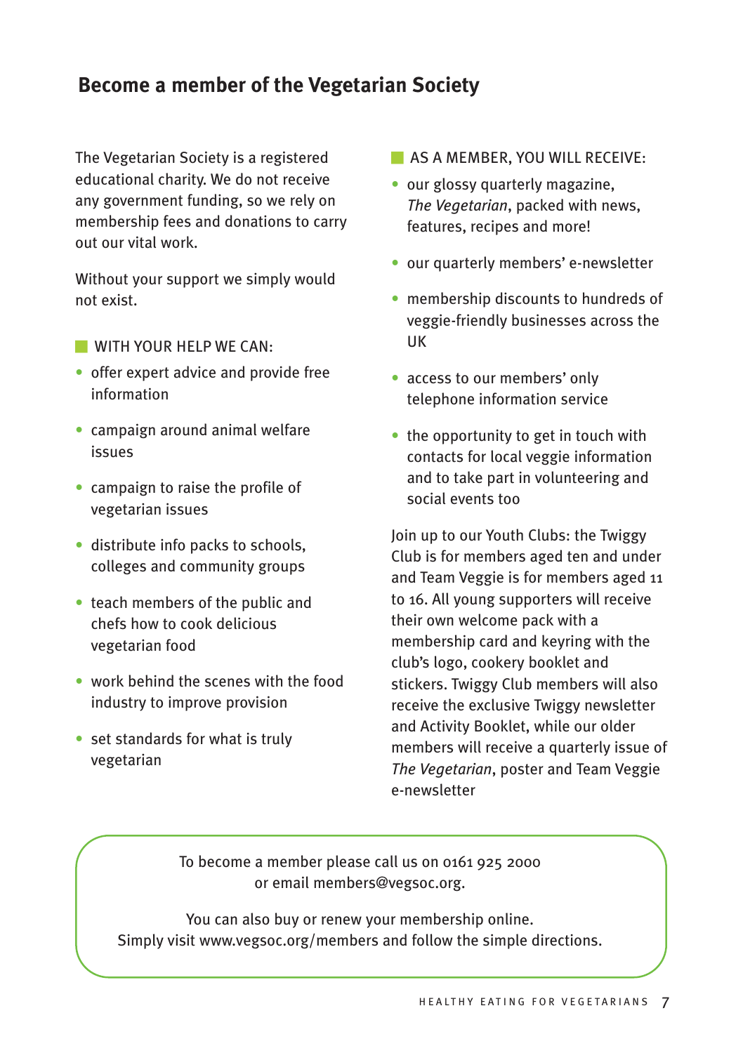## Become a member of the Vegetarian Society

The Vegetarian Society is a registered educational charity. We do not receive any government funding, so we rely on membership fees and donations to carry out our vital work.

Without your support we simply would not exist.

### WITH YOUR HELP WE CAN:

- offer expert advice and provide free information
- campaign around animal welfare issues
- campaign to raise the profile of vegetarian issues
- distribute info packs to schools, colleges and community groups
- teach members of the public and chefs how to cook delicious vegetarian food
- work behind the scenes with the food industry to improve provision
- set standards for what is truly vegetarian

### AS A MEMBER, YOU WILL RECEIVE:

- our glossy quarterly magazine, *The Vegetarian*, packed with news, features, recipes and more!
- our quarterly members' e-newsletter
- membership discounts to hundreds of veggie-friendly businesses across the UK
- access to our members' only telephone information service
- the opportunity to get in touch with contacts for local veggie information and to take part in volunteering and social events too

Join up to our Youth Clubs: the Twiggy Club is for members aged ten and under and Team Veggie is for members aged 11 to 16. All young supporters will receive their own welcome pack with a membership card and keyring with the club's logo, cookery booklet and stickers. Twiggy Club members will also receive the exclusive Twiggy newsletter and Activity Booklet, while our older members will receive a quarterly issue of *The Vegetarian*, poster and Team Veggie e-newsletter

To become a member please call us on 0161 925 2000 or email members@vegsoc.org.

You can also buy or renew your membership online. Simply visit www.vegsoc.org/members and follow the simple directions.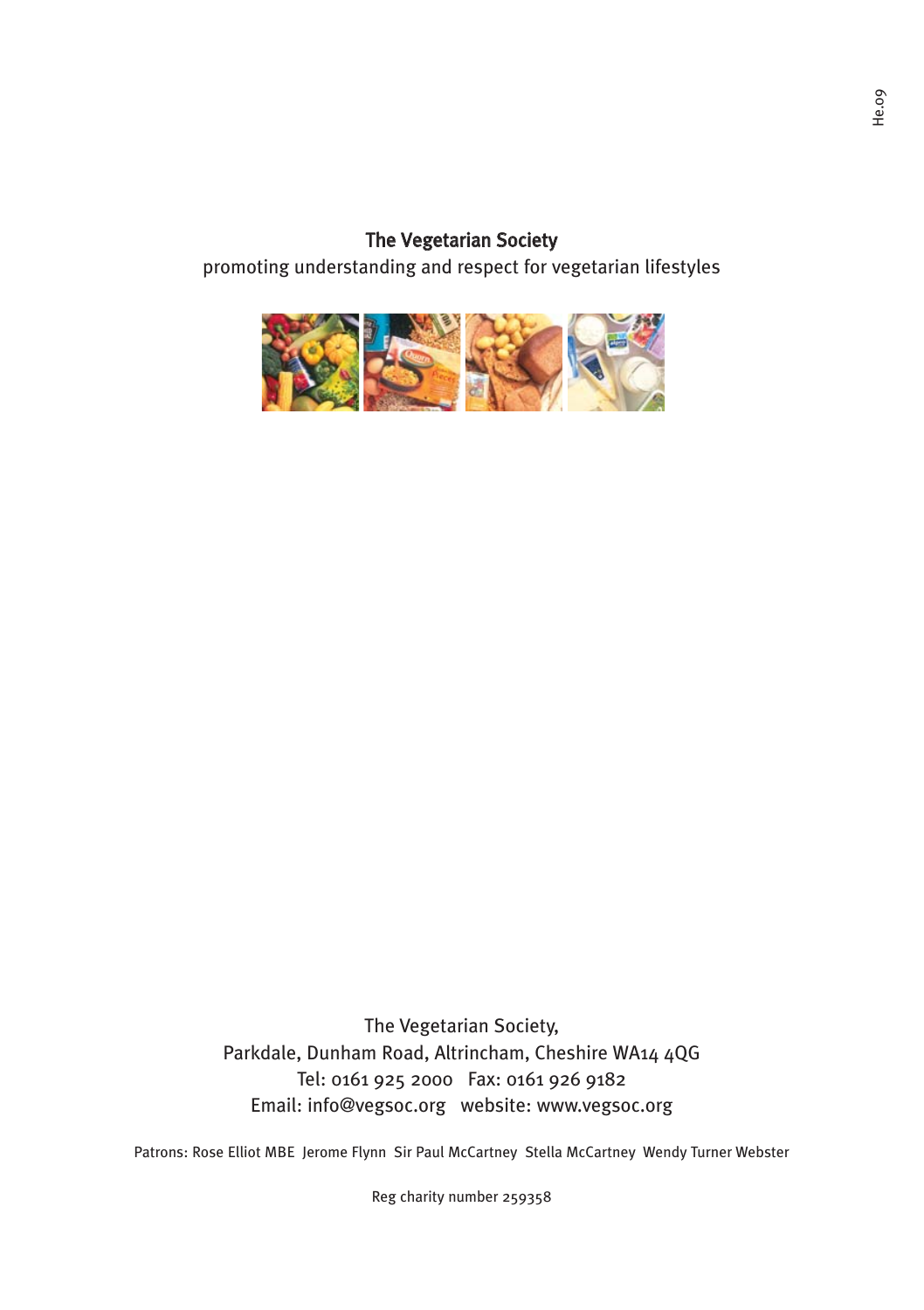**The Vegetarian Society**

promoting understanding and respect for vegetarian lifestyles

The Vegetarian Society,
Parkdale, Dunham Road, Altrincham, Cheshire WA14 4QG
Tel: 0161 925 2000 Fax: 0161 926 9182
Email: info@vegsoc.org website: www.vegsoc.org

Patrons: Rose Elliot MBE Jerome Flynn Sir Paul McCartney Stella McCartney Wendy Turner Webster

Reg charity number 259358